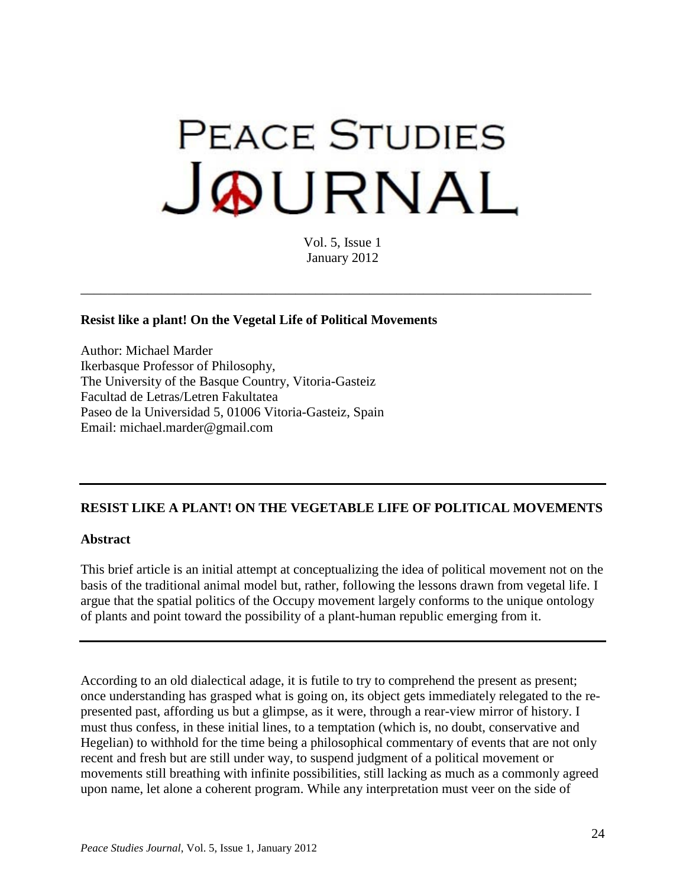# PEACE STUDIES JOURNAL

Vol. 5, Issue 1
January 2012

---

**Resist like a plant! On the Vegetal Life of Political Movements**

Author: Michael Marder
Ikerbasque Professor of Philosophy,
The University of the Basque Country, Vitoria-Gasteiz
Facultad de Letras/Letren Fakultatea
Paseo de la Universidad 5, 01006 Vitoria-Gasteiz, Spain
Email: michael.marder@gmail.com

---

## RESIST LIKE A PLANT! ON THE VEGETABLE LIFE OF POLITICAL MOVEMENTS

### Abstract

This brief article is an initial attempt at conceptualizing the idea of political movement not on the basis of the traditional animal model but, rather, following the lessons drawn from vegetal life. I argue that the spatial politics of the Occupy movement largely conforms to the unique ontology of plants and point toward the possibility of a plant-human republic emerging from it.

---

According to an old dialectical adage, it is futile to try to comprehend the present as present; once understanding has grasped what is going on, its object gets immediately relegated to the re-presented past, affording us but a glimpse, as it were, through a rear-view mirror of history. I must thus confess, in these initial lines, to a temptation (which is, no doubt, conservative and Hegelian) to withhold for the time being a philosophical commentary of events that are not only recent and fresh but are still under way, to suspend judgment of a political movement or movements still breathing with infinite possibilities, still lacking as much as a commonly agreed upon name, let alone a coherent program. While any interpretation must veer on the side of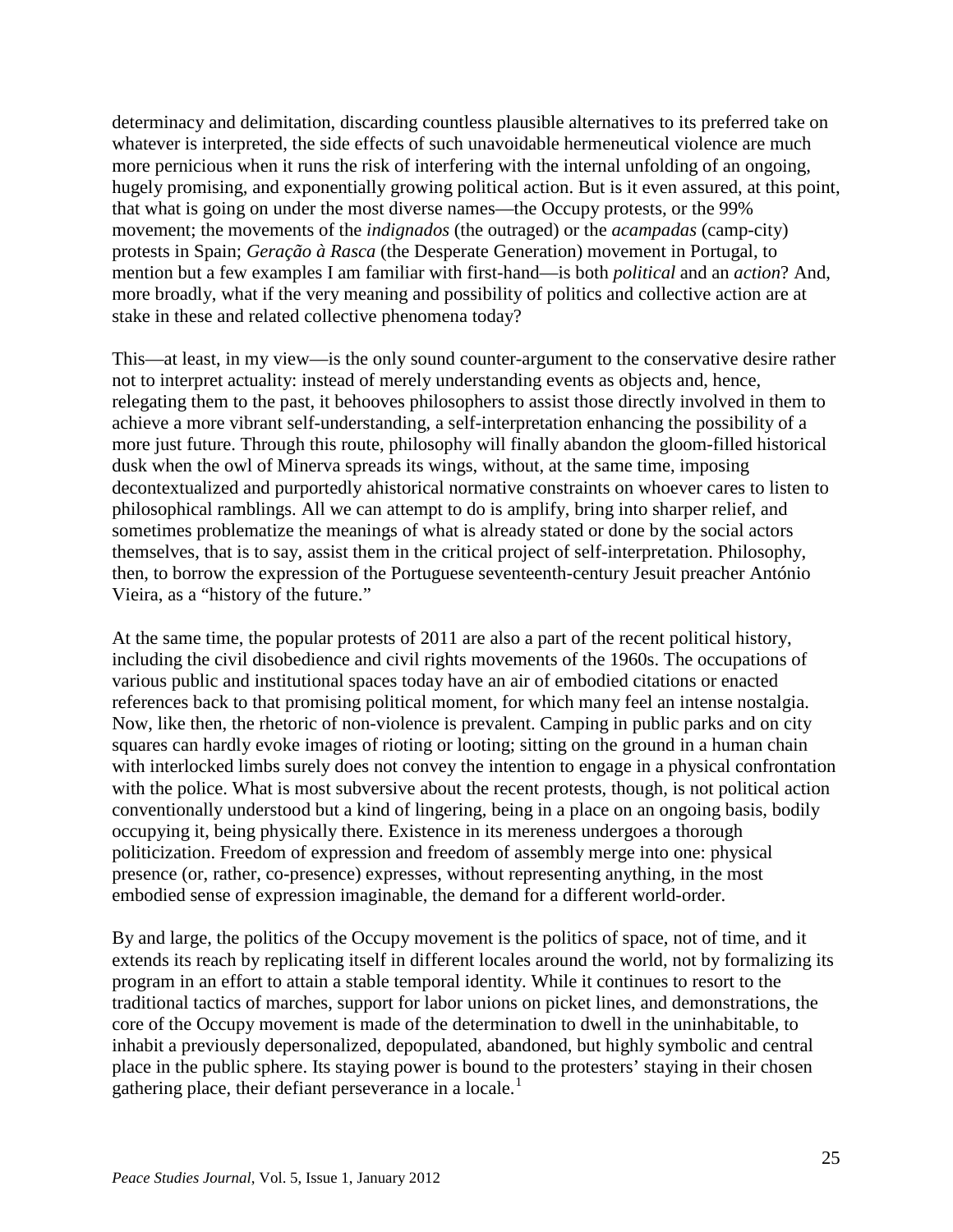determinacy and delimitation, discarding countless plausible alternatives to its preferred take on whatever is interpreted, the side effects of such unavoidable hermeneutical violence are much more pernicious when it runs the risk of interfering with the internal unfolding of an ongoing, hugely promising, and exponentially growing political action. But is it even assured, at this point, that what is going on under the most diverse names—the Occupy protests, or the 99% movement; the movements of the *indignados* (the outraged) or the *acampadas* (camp-city) protests in Spain; *Geração à Rasca* (the Desperate Generation) movement in Portugal, to mention but a few examples I am familiar with first-hand—is both *political* and an *action*? And, more broadly, what if the very meaning and possibility of politics and collective action are at stake in these and related collective phenomena today?

This—at least, in my view—is the only sound counter-argument to the conservative desire rather not to interpret actuality: instead of merely understanding events as objects and, hence, relegating them to the past, it behooves philosophers to assist those directly involved in them to achieve a more vibrant self-understanding, a self-interpretation enhancing the possibility of a more just future. Through this route, philosophy will finally abandon the gloom-filled historical dusk when the owl of Minerva spreads its wings, without, at the same time, imposing decontextualized and purportedly ahistorical normative constraints on whoever cares to listen to philosophical ramblings. All we can attempt to do is amplify, bring into sharper relief, and sometimes problematize the meanings of what is already stated or done by the social actors themselves, that is to say, assist them in the critical project of self-interpretation. Philosophy, then, to borrow the expression of the Portuguese seventeenth-century Jesuit preacher António Vieira, as a "history of the future."

At the same time, the popular protests of 2011 are also a part of the recent political history, including the civil disobedience and civil rights movements of the 1960s. The occupations of various public and institutional spaces today have an air of embodied citations or enacted references back to that promising political moment, for which many feel an intense nostalgia. Now, like then, the rhetoric of non-violence is prevalent. Camping in public parks and on city squares can hardly evoke images of rioting or looting; sitting on the ground in a human chain with interlocked limbs surely does not convey the intention to engage in a physical confrontation with the police. What is most subversive about the recent protests, though, is not political action conventionally understood but a kind of lingering, being in a place on an ongoing basis, bodily occupying it, being physically there. Existence in its mereness undergoes a thorough politicization. Freedom of expression and freedom of assembly merge into one: physical presence (or, rather, co-presence) expresses, without representing anything, in the most embodied sense of expression imaginable, the demand for a different world-order.

By and large, the politics of the Occupy movement is the politics of space, not of time, and it extends its reach by replicating itself in different locales around the world, not by formalizing its program in an effort to attain a stable temporal identity. While it continues to resort to the traditional tactics of marches, support for labor unions on picket lines, and demonstrations, the core of the Occupy movement is made of the determination to dwell in the uninhabitable, to inhabit a previously depersonalized, depopulated, abandoned, but highly symbolic and central place in the public sphere. Its staying power is bound to the protesters' staying in their chosen gathering place, their defiant perseverance in a locale.[1]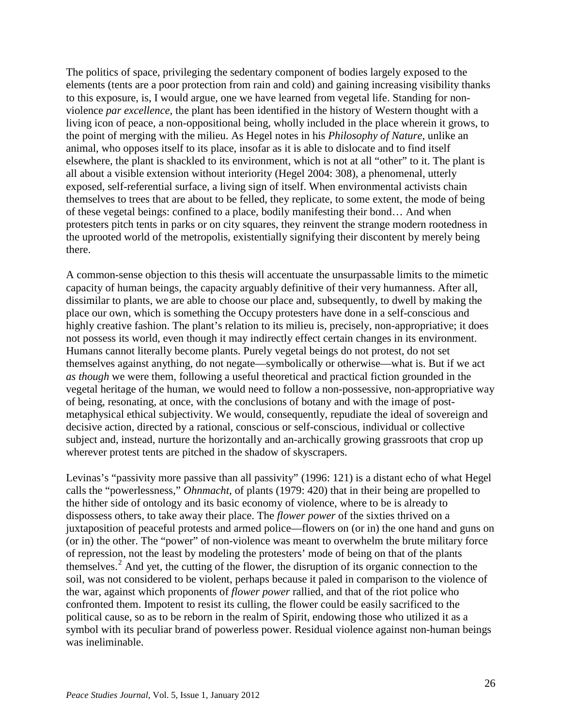The politics of space, privileging the sedentary component of bodies largely exposed to the elements (tents are a poor protection from rain and cold) and gaining increasing visibility thanks to this exposure, is, I would argue, one we have learned from vegetal life. Standing for non-violence *par excellence*, the plant has been identified in the history of Western thought with a living icon of peace, a non-oppositional being, wholly included in the place wherein it grows, to the point of merging with the milieu. As Hegel notes in his *Philosophy of Nature*, unlike an animal, who opposes itself to its place, insofar as it is able to dislocate and to find itself elsewhere, the plant is shackled to its environment, which is not at all "other" to it. The plant is all about a visible extension without interiority (Hegel 2004: 308), a phenomenal, utterly exposed, self-referential surface, a living sign of itself. When environmental activists chain themselves to trees that are about to be felled, they replicate, to some extent, the mode of being of these vegetal beings: confined to a place, bodily manifesting their bond… And when protesters pitch tents in parks or on city squares, they reinvent the strange modern rootedness in the uprooted world of the metropolis, existentially signifying their discontent by merely being there.

A common-sense objection to this thesis will accentuate the unsurpassable limits to the mimetic capacity of human beings, the capacity arguably definitive of their very humanness. After all, dissimilar to plants, we are able to choose our place and, subsequently, to dwell by making the place our own, which is something the Occupy protesters have done in a self-conscious and highly creative fashion. The plant's relation to its milieu is, precisely, non-appropriative; it does not possess its world, even though it may indirectly effect certain changes in its environment. Humans cannot literally become plants. Purely vegetal beings do not protest, do not set themselves against anything, do not negate—symbolically or otherwise—what is. But if we act *as though* we were them, following a useful theoretical and practical fiction grounded in the vegetal heritage of the human, we would need to follow a non-possessive, non-appropriative way of being, resonating, at once, with the conclusions of botany and with the image of post-metaphysical ethical subjectivity. We would, consequently, repudiate the ideal of sovereign and decisive action, directed by a rational, conscious or self-conscious, individual or collective subject and, instead, nurture the horizontally and an-archically growing grassroots that crop up wherever protest tents are pitched in the shadow of skyscrapers.

Levinas's "passivity more passive than all passivity" (1996: 121) is a distant echo of what Hegel calls the "powerlessness," *Ohnmacht*, of plants (1979: 420) that in their being are propelled to the hither side of ontology and its basic economy of violence, where to be is already to dispossess others, to take away their place. The *flower power* of the sixties thrived on a juxtaposition of peaceful protests and armed police—flowers on (or in) the one hand and guns on (or in) the other. The "power" of non-violence was meant to overwhelm the brute military force of repression, not the least by modeling the protesters' mode of being on that of the plants themselves.[2] And yet, the cutting of the flower, the disruption of its organic connection to the soil, was not considered to be violent, perhaps because it paled in comparison to the violence of the war, against which proponents of *flower power* rallied, and that of the riot police who confronted them. Impotent to resist its culling, the flower could be easily sacrificed to the political cause, so as to be reborn in the realm of Spirit, endowing those who utilized it as a symbol with its peculiar brand of powerless power. Residual violence against non-human beings was ineliminable.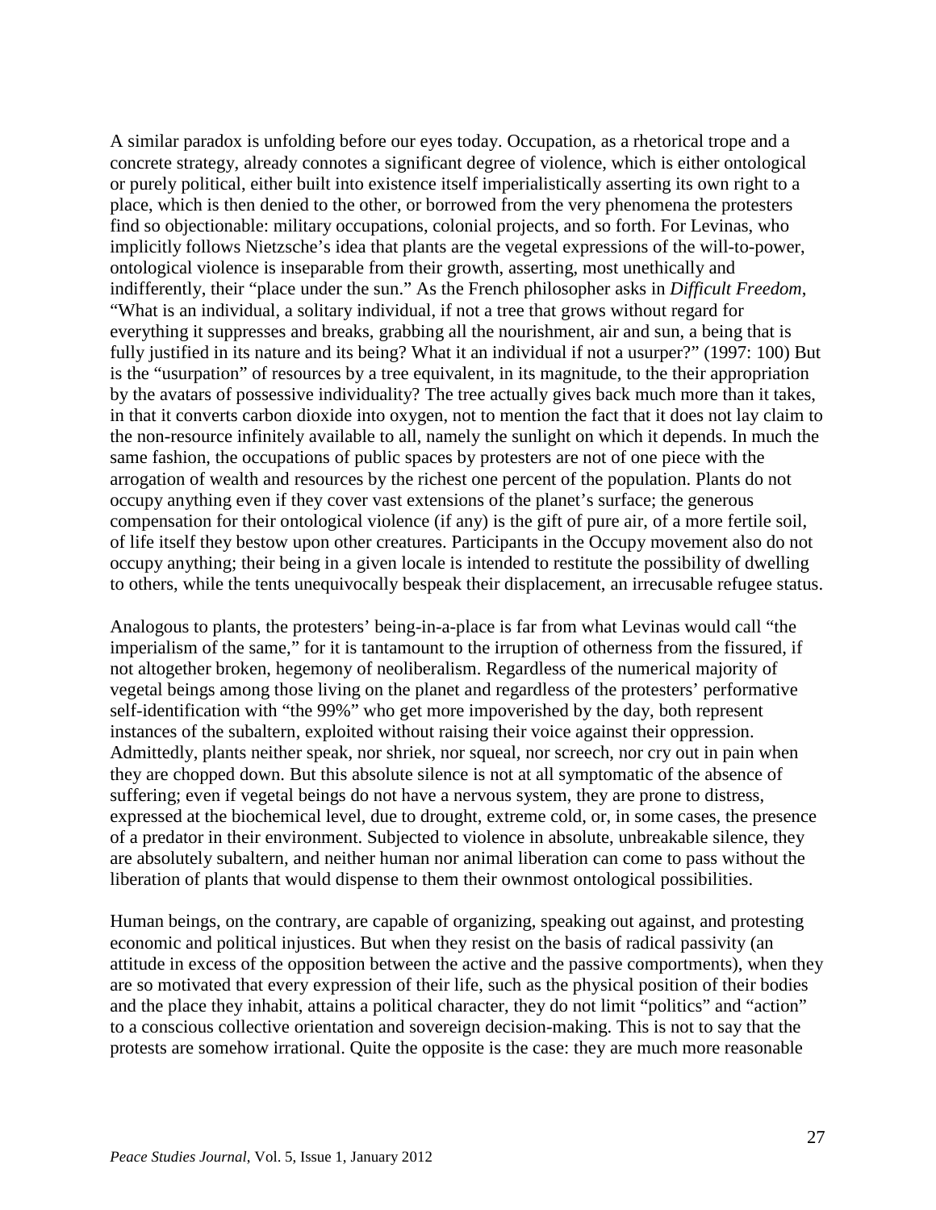A similar paradox is unfolding before our eyes today. Occupation, as a rhetorical trope and a concrete strategy, already connotes a significant degree of violence, which is either ontological or purely political, either built into existence itself imperialistically asserting its own right to a place, which is then denied to the other, or borrowed from the very phenomena the protesters find so objectionable: military occupations, colonial projects, and so forth. For Levinas, who implicitly follows Nietzsche's idea that plants are the vegetal expressions of the will-to-power, ontological violence is inseparable from their growth, asserting, most unethically and indifferently, their "place under the sun." As the French philosopher asks in *Difficult Freedom*, "What is an individual, a solitary individual, if not a tree that grows without regard for everything it suppresses and breaks, grabbing all the nourishment, air and sun, a being that is fully justified in its nature and its being? What it an individual if not a usurper?" (1997: 100) But is the "usurpation" of resources by a tree equivalent, in its magnitude, to the their appropriation by the avatars of possessive individuality? The tree actually gives back much more than it takes, in that it converts carbon dioxide into oxygen, not to mention the fact that it does not lay claim to the non-resource infinitely available to all, namely the sunlight on which it depends. In much the same fashion, the occupations of public spaces by protesters are not of one piece with the arrogation of wealth and resources by the richest one percent of the population. Plants do not occupy anything even if they cover vast extensions of the planet's surface; the generous compensation for their ontological violence (if any) is the gift of pure air, of a more fertile soil, of life itself they bestow upon other creatures. Participants in the Occupy movement also do not occupy anything; their being in a given locale is intended to restitute the possibility of dwelling to others, while the tents unequivocally bespeak their displacement, an irrecusable refugee status.

Analogous to plants, the protesters' being-in-a-place is far from what Levinas would call "the imperialism of the same," for it is tantamount to the irruption of otherness from the fissured, if not altogether broken, hegemony of neoliberalism. Regardless of the numerical majority of vegetal beings among those living on the planet and regardless of the protesters' performative self-identification with "the 99%" who get more impoverished by the day, both represent instances of the subaltern, exploited without raising their voice against their oppression. Admittedly, plants neither speak, nor shriek, nor squeal, nor screech, nor cry out in pain when they are chopped down. But this absolute silence is not at all symptomatic of the absence of suffering; even if vegetal beings do not have a nervous system, they are prone to distress, expressed at the biochemical level, due to drought, extreme cold, or, in some cases, the presence of a predator in their environment. Subjected to violence in absolute, unbreakable silence, they are absolutely subaltern, and neither human nor animal liberation can come to pass without the liberation of plants that would dispense to them their ownmost ontological possibilities.

Human beings, on the contrary, are capable of organizing, speaking out against, and protesting economic and political injustices. But when they resist on the basis of radical passivity (an attitude in excess of the opposition between the active and the passive comportments), when they are so motivated that every expression of their life, such as the physical position of their bodies and the place they inhabit, attains a political character, they do not limit "politics" and "action" to a conscious collective orientation and sovereign decision-making. This is not to say that the protests are somehow irrational. Quite the opposite is the case: they are much more reasonable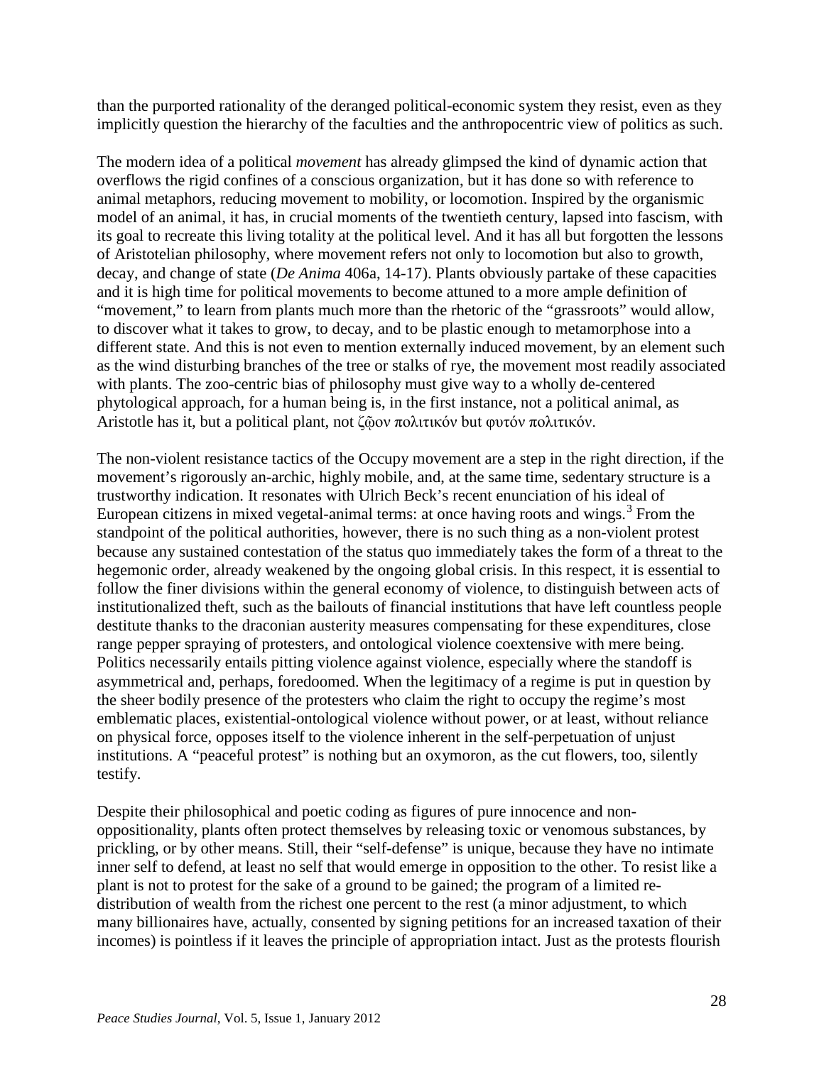than the purported rationality of the deranged political-economic system they resist, even as they implicitly question the hierarchy of the faculties and the anthropocentric view of politics as such.

The modern idea of a political *movement* has already glimpsed the kind of dynamic action that overflows the rigid confines of a conscious organization, but it has done so with reference to animal metaphors, reducing movement to mobility, or locomotion. Inspired by the organismic model of an animal, it has, in crucial moments of the twentieth century, lapsed into fascism, with its goal to recreate this living totality at the political level. And it has all but forgotten the lessons of Aristotelian philosophy, where movement refers not only to locomotion but also to growth, decay, and change of state (*De Anima* 406a, 14-17). Plants obviously partake of these capacities and it is high time for political movements to become attuned to a more ample definition of "movement," to learn from plants much more than the rhetoric of the "grassroots" would allow, to discover what it takes to grow, to decay, and to be plastic enough to metamorphose into a different state. And this is not even to mention externally induced movement, by an element such as the wind disturbing branches of the tree or stalks of rye, the movement most readily associated with plants. The zoo-centric bias of philosophy must give way to a wholly de-centered phytological approach, for a human being is, in the first instance, not a political animal, as Aristotle has it, but a political plant, not ζῷον πολιτικόν but φυτόν πολιτικόν.

The non-violent resistance tactics of the Occupy movement are a step in the right direction, if the movement's rigorously an-archic, highly mobile, and, at the same time, sedentary structure is a trustworthy indication. It resonates with Ulrich Beck's recent enunciation of his ideal of European citizens in mixed vegetal-animal terms: at once having roots and wings.[3] From the standpoint of the political authorities, however, there is no such thing as a non-violent protest because any sustained contestation of the status quo immediately takes the form of a threat to the hegemonic order, already weakened by the ongoing global crisis. In this respect, it is essential to follow the finer divisions within the general economy of violence, to distinguish between acts of institutionalized theft, such as the bailouts of financial institutions that have left countless people destitute thanks to the draconian austerity measures compensating for these expenditures, close range pepper spraying of protesters, and ontological violence coextensive with mere being. Politics necessarily entails pitting violence against violence, especially where the standoff is asymmetrical and, perhaps, foredoomed. When the legitimacy of a regime is put in question by the sheer bodily presence of the protesters who claim the right to occupy the regime's most emblematic places, existential-ontological violence without power, or at least, without reliance on physical force, opposes itself to the violence inherent in the self-perpetuation of unjust institutions. A "peaceful protest" is nothing but an oxymoron, as the cut flowers, too, silently testify.

Despite their philosophical and poetic coding as figures of pure innocence and non-oppositionality, plants often protect themselves by releasing toxic or venomous substances, by prickling, or by other means. Still, their "self-defense" is unique, because they have no intimate inner self to defend, at least no self that would emerge in opposition to the other. To resist like a plant is not to protest for the sake of a ground to be gained; the program of a limited re-distribution of wealth from the richest one percent to the rest (a minor adjustment, to which many billionaires have, actually, consented by signing petitions for an increased taxation of their incomes) is pointless if it leaves the principle of appropriation intact. Just as the protests flourish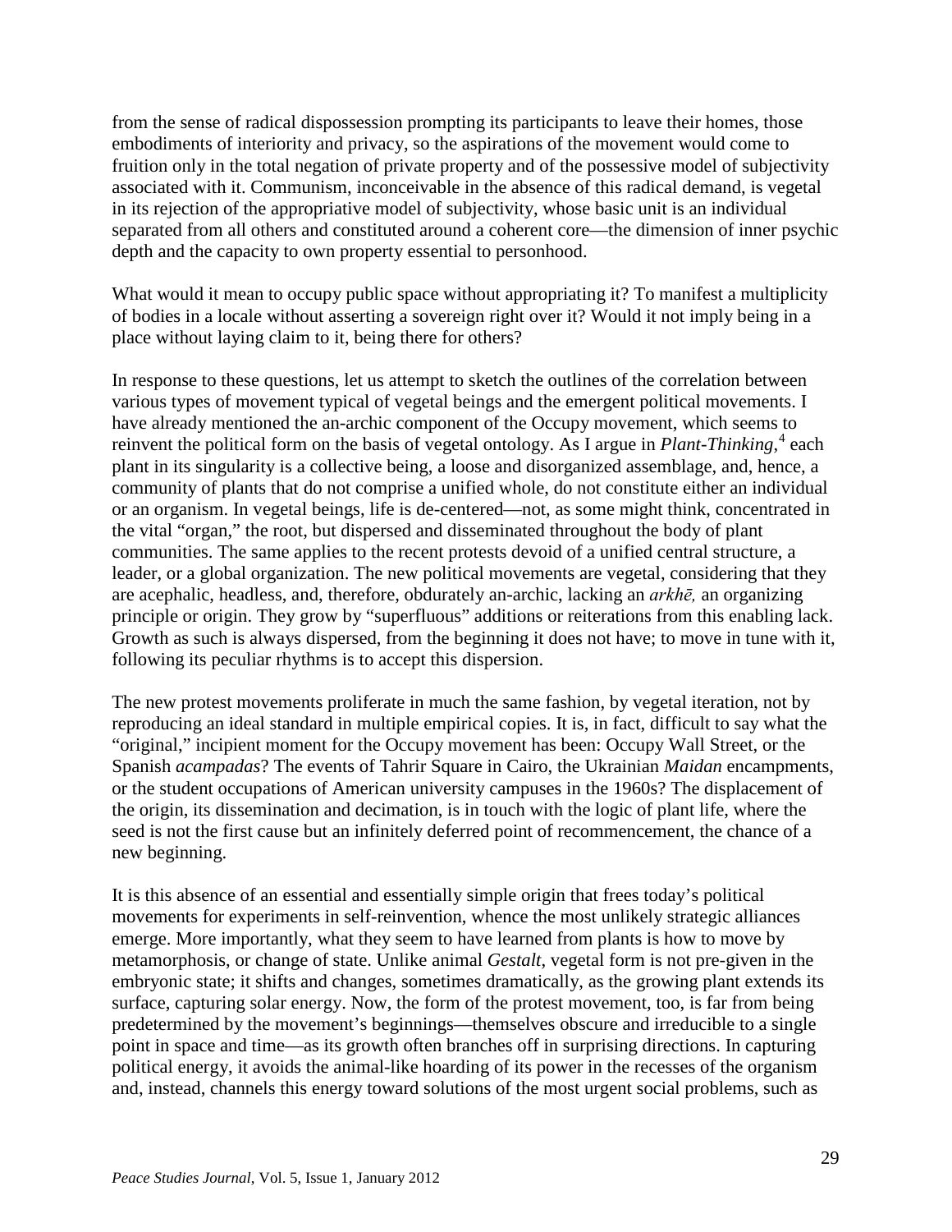from the sense of radical dispossession prompting its participants to leave their homes, those embodiments of interiority and privacy, so the aspirations of the movement would come to fruition only in the total negation of private property and of the possessive model of subjectivity associated with it. Communism, inconceivable in the absence of this radical demand, is vegetal in its rejection of the appropriative model of subjectivity, whose basic unit is an individual separated from all others and constituted around a coherent core—the dimension of inner psychic depth and the capacity to own property essential to personhood.

What would it mean to occupy public space without appropriating it? To manifest a multiplicity of bodies in a locale without asserting a sovereign right over it? Would it not imply being in a place without laying claim to it, being there for others?

In response to these questions, let us attempt to sketch the outlines of the correlation between various types of movement typical of vegetal beings and the emergent political movements. I have already mentioned the an-archic component of the Occupy movement, which seems to reinvent the political form on the basis of vegetal ontology. As I argue in *Plant-Thinking*,[4] each plant in its singularity is a collective being, a loose and disorganized assemblage, and, hence, a community of plants that do not comprise a unified whole, do not constitute either an individual or an organism. In vegetal beings, life is de-centered—not, as some might think, concentrated in the vital "organ," the root, but dispersed and disseminated throughout the body of plant communities. The same applies to the recent protests devoid of a unified central structure, a leader, or a global organization. The new political movements are vegetal, considering that they are acephalic, headless, and, therefore, obdurately an-archic, lacking an *arkhē,* an organizing principle or origin. They grow by "superfluous" additions or reiterations from this enabling lack. Growth as such is always dispersed, from the beginning it does not have; to move in tune with it, following its peculiar rhythms is to accept this dispersion.

The new protest movements proliferate in much the same fashion, by vegetal iteration, not by reproducing an ideal standard in multiple empirical copies. It is, in fact, difficult to say what the "original," incipient moment for the Occupy movement has been: Occupy Wall Street, or the Spanish *acampadas*? The events of Tahrir Square in Cairo, the Ukrainian *Maidan* encampments, or the student occupations of American university campuses in the 1960s? The displacement of the origin, its dissemination and decimation, is in touch with the logic of plant life, where the seed is not the first cause but an infinitely deferred point of recommencement, the chance of a new beginning.

It is this absence of an essential and essentially simple origin that frees today's political movements for experiments in self-reinvention, whence the most unlikely strategic alliances emerge. More importantly, what they seem to have learned from plants is how to move by metamorphosis, or change of state. Unlike animal *Gestalt*, vegetal form is not pre-given in the embryonic state; it shifts and changes, sometimes dramatically, as the growing plant extends its surface, capturing solar energy. Now, the form of the protest movement, too, is far from being predetermined by the movement's beginnings—themselves obscure and irreducible to a single point in space and time—as its growth often branches off in surprising directions. In capturing political energy, it avoids the animal-like hoarding of its power in the recesses of the organism and, instead, channels this energy toward solutions of the most urgent social problems, such as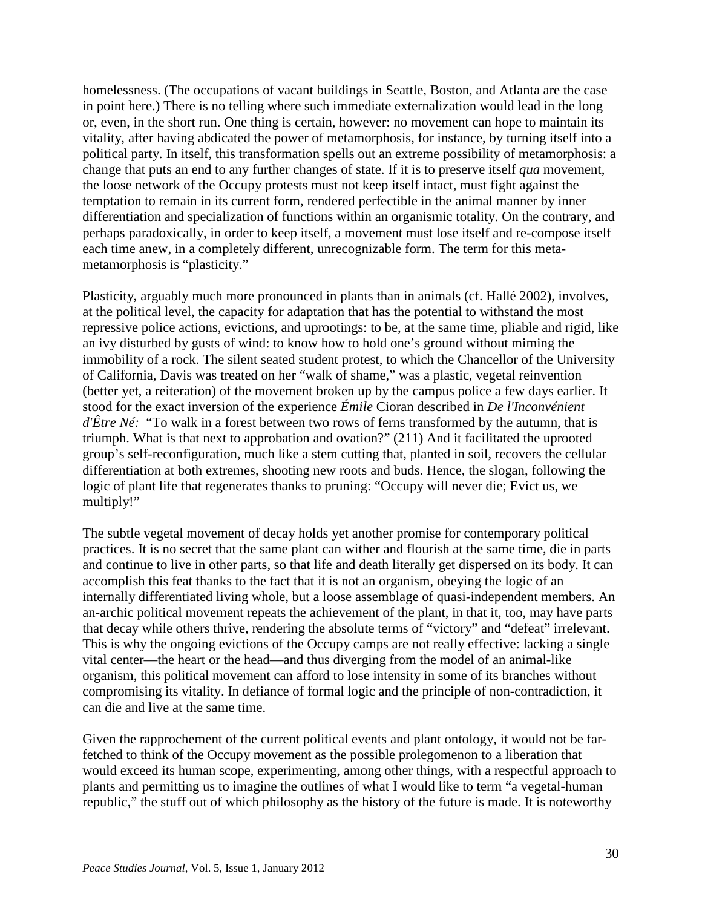homelessness. (The occupations of vacant buildings in Seattle, Boston, and Atlanta are the case in point here.) There is no telling where such immediate externalization would lead in the long or, even, in the short run. One thing is certain, however: no movement can hope to maintain its vitality, after having abdicated the power of metamorphosis, for instance, by turning itself into a political party. In itself, this transformation spells out an extreme possibility of metamorphosis: a change that puts an end to any further changes of state. If it is to preserve itself *qua* movement, the loose network of the Occupy protests must not keep itself intact, must fight against the temptation to remain in its current form, rendered perfectible in the animal manner by inner differentiation and specialization of functions within an organismic totality. On the contrary, and perhaps paradoxically, in order to keep itself, a movement must lose itself and re-compose itself each time anew, in a completely different, unrecognizable form. The term for this meta-metamorphosis is "plasticity."

Plasticity, arguably much more pronounced in plants than in animals (cf. Hallé 2002), involves, at the political level, the capacity for adaptation that has the potential to withstand the most repressive police actions, evictions, and uprootings: to be, at the same time, pliable and rigid, like an ivy disturbed by gusts of wind: to know how to hold one's ground without miming the immobility of a rock. The silent seated student protest, to which the Chancellor of the University of California, Davis was treated on her "walk of shame," was a plastic, vegetal reinvention (better yet, a reiteration) of the movement broken up by the campus police a few days earlier. It stood for the exact inversion of the experience *Émile* Cioran described in *De l'Inconvénient d'Être Né:* "To walk in a forest between two rows of ferns transformed by the autumn, that is triumph. What is that next to approbation and ovation?" (211) And it facilitated the uprooted group's self-reconfiguration, much like a stem cutting that, planted in soil, recovers the cellular differentiation at both extremes, shooting new roots and buds. Hence, the slogan, following the logic of plant life that regenerates thanks to pruning: "Occupy will never die; Evict us, we multiply!"

The subtle vegetal movement of decay holds yet another promise for contemporary political practices. It is no secret that the same plant can wither and flourish at the same time, die in parts and continue to live in other parts, so that life and death literally get dispersed on its body. It can accomplish this feat thanks to the fact that it is not an organism, obeying the logic of an internally differentiated living whole, but a loose assemblage of quasi-independent members. An an-archic political movement repeats the achievement of the plant, in that it, too, may have parts that decay while others thrive, rendering the absolute terms of "victory" and "defeat" irrelevant. This is why the ongoing evictions of the Occupy camps are not really effective: lacking a single vital center—the heart or the head—and thus diverging from the model of an animal-like organism, this political movement can afford to lose intensity in some of its branches without compromising its vitality. In defiance of formal logic and the principle of non-contradiction, it can die and live at the same time.

Given the rapprochement of the current political events and plant ontology, it would not be far-fetched to think of the Occupy movement as the possible prolegomenon to a liberation that would exceed its human scope, experimenting, among other things, with a respectful approach to plants and permitting us to imagine the outlines of what I would like to term "a vegetal-human republic," the stuff out of which philosophy as the history of the future is made. It is noteworthy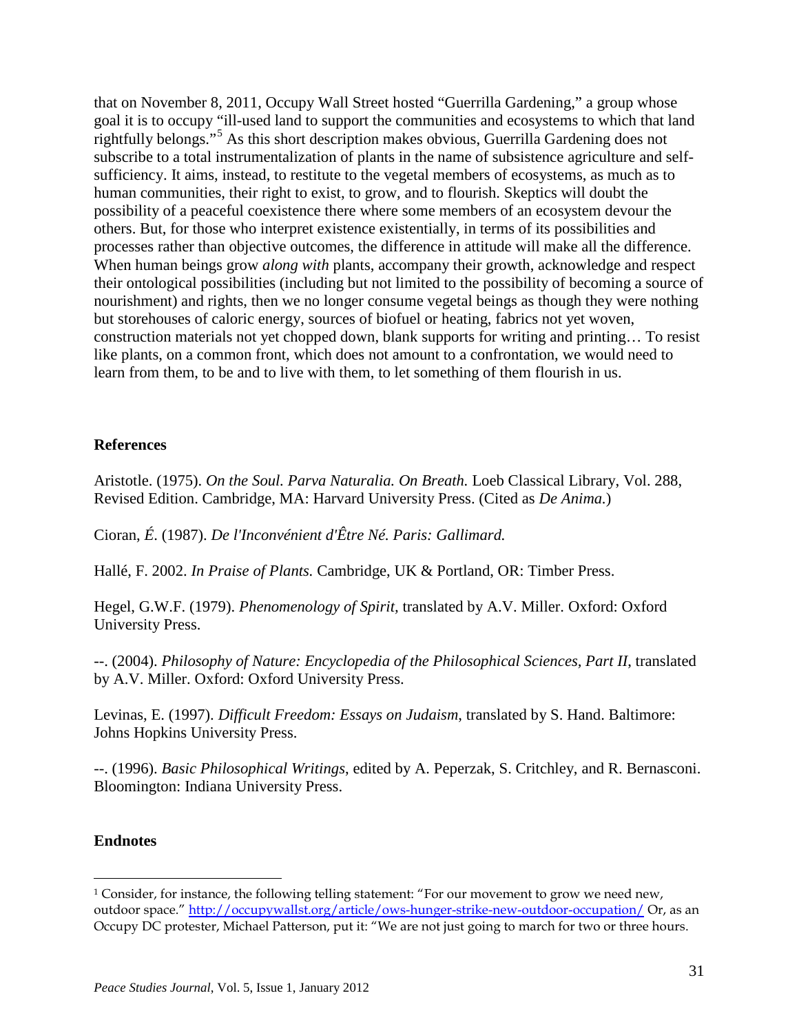that on November 8, 2011, Occupy Wall Street hosted "Guerrilla Gardening," a group whose goal it is to occupy "ill-used land to support the communities and ecosystems to which that land rightfully belongs."[5] As this short description makes obvious, Guerrilla Gardening does not subscribe to a total instrumentalization of plants in the name of subsistence agriculture and self-sufficiency. It aims, instead, to restitute to the vegetal members of ecosystems, as much as to human communities, their right to exist, to grow, and to flourish. Skeptics will doubt the possibility of a peaceful coexistence there where some members of an ecosystem devour the others. But, for those who interpret existence existentially, in terms of its possibilities and processes rather than objective outcomes, the difference in attitude will make all the difference. When human beings grow *along with* plants, accompany their growth, acknowledge and respect their ontological possibilities (including but not limited to the possibility of becoming a source of nourishment) and rights, then we no longer consume vegetal beings as though they were nothing but storehouses of caloric energy, sources of biofuel or heating, fabrics not yet woven, construction materials not yet chopped down, blank supports for writing and printing… To resist like plants, on a common front, which does not amount to a confrontation, we would need to learn from them, to be and to live with them, to let something of them flourish in us.

## References

Aristotle. (1975). *On the Soul. Parva Naturalia. On Breath.* Loeb Classical Library, Vol. 288, Revised Edition. Cambridge, MA: Harvard University Press. (Cited as *De Anima.*)

Cioran, *É.* (1987). *De l'Inconvénient d'Être Né. Paris: Gallimard.*

Hallé, F. 2002. *In Praise of Plants.* Cambridge, UK & Portland, OR: Timber Press.

Hegel, G.W.F. (1979). *Phenomenology of Spirit,* translated by A.V. Miller. Oxford: Oxford University Press.

--. (2004). *Philosophy of Nature: Encyclopedia of the Philosophical Sciences, Part II,* translated by A.V. Miller. Oxford: Oxford University Press.

Levinas, E. (1997). *Difficult Freedom: Essays on Judaism*, translated by S. Hand. Baltimore: Johns Hopkins University Press.

--. (1996). *Basic Philosophical Writings*, edited by A. Peperzak, S. Critchley, and R. Bernasconi. Bloomington: Indiana University Press.

## Endnotes

[1] Consider, for instance, the following telling statement: "For our movement to grow we need new, outdoor space." http://occupywallst.org/article/ows-hunger-strike-new-outdoor-occupation/ Or, as an Occupy DC protester, Michael Patterson, put it: "We are not just going to march for two or three hours.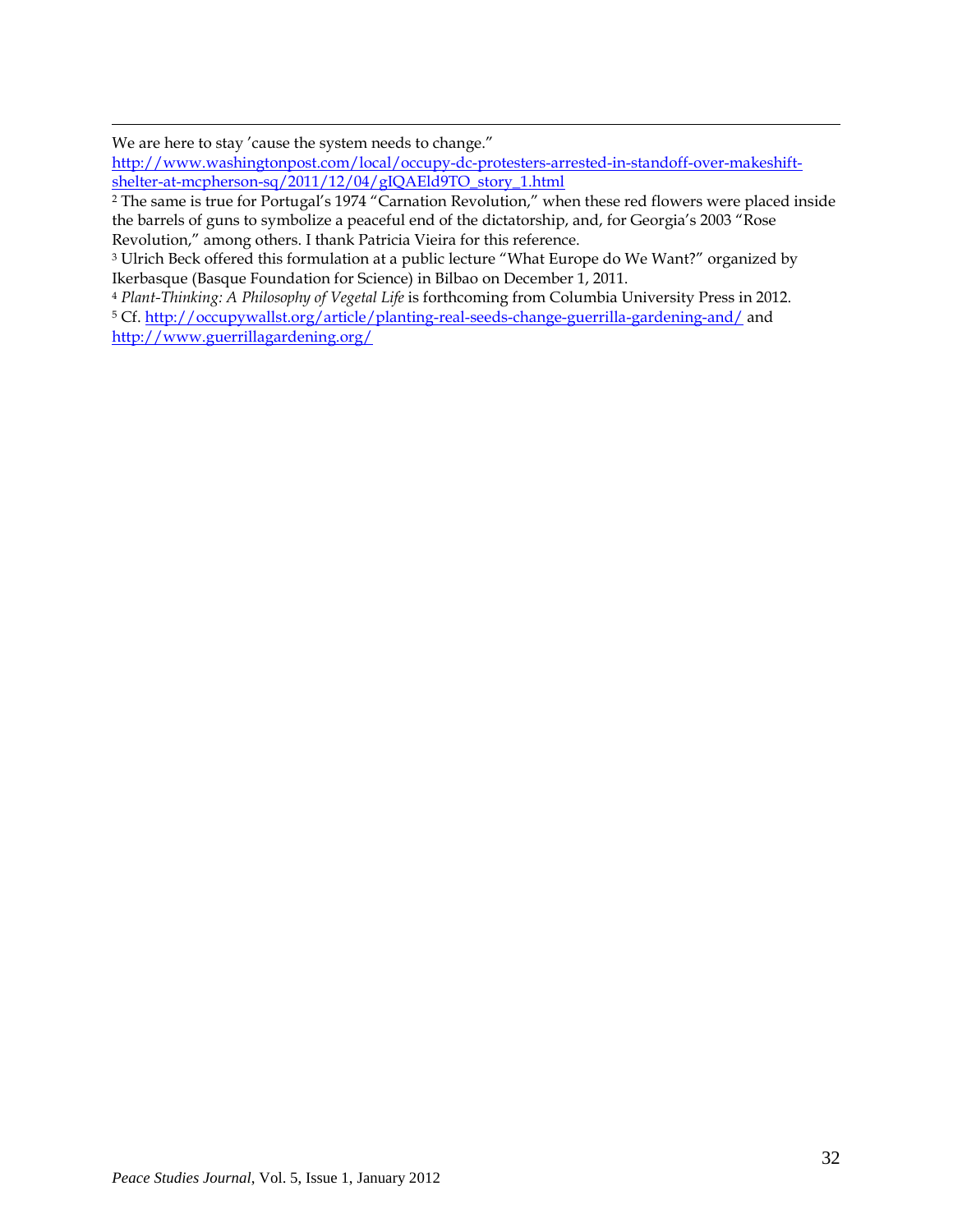We are here to stay 'cause the system needs to change."
http://www.washingtonpost.com/local/occupy-dc-protesters-arrested-in-standoff-over-makeshift-shelter-at-mcpherson-sq/2011/12/04/gIQAEld9TO_story_1.html

[2] The same is true for Portugal's 1974 "Carnation Revolution," when these red flowers were placed inside the barrels of guns to symbolize a peaceful end of the dictatorship, and, for Georgia's 2003 "Rose Revolution," among others. I thank Patricia Vieira for this reference.

[3] Ulrich Beck offered this formulation at a public lecture "What Europe do We Want?" organized by Ikerbasque (Basque Foundation for Science) in Bilbao on December 1, 2011.

[4] *Plant-Thinking: A Philosophy of Vegetal Life* is forthcoming from Columbia University Press in 2012.

[5] Cf. http://occupywallst.org/article/planting-real-seeds-change-guerrilla-gardening-and/ and http://www.guerrillagardening.org/